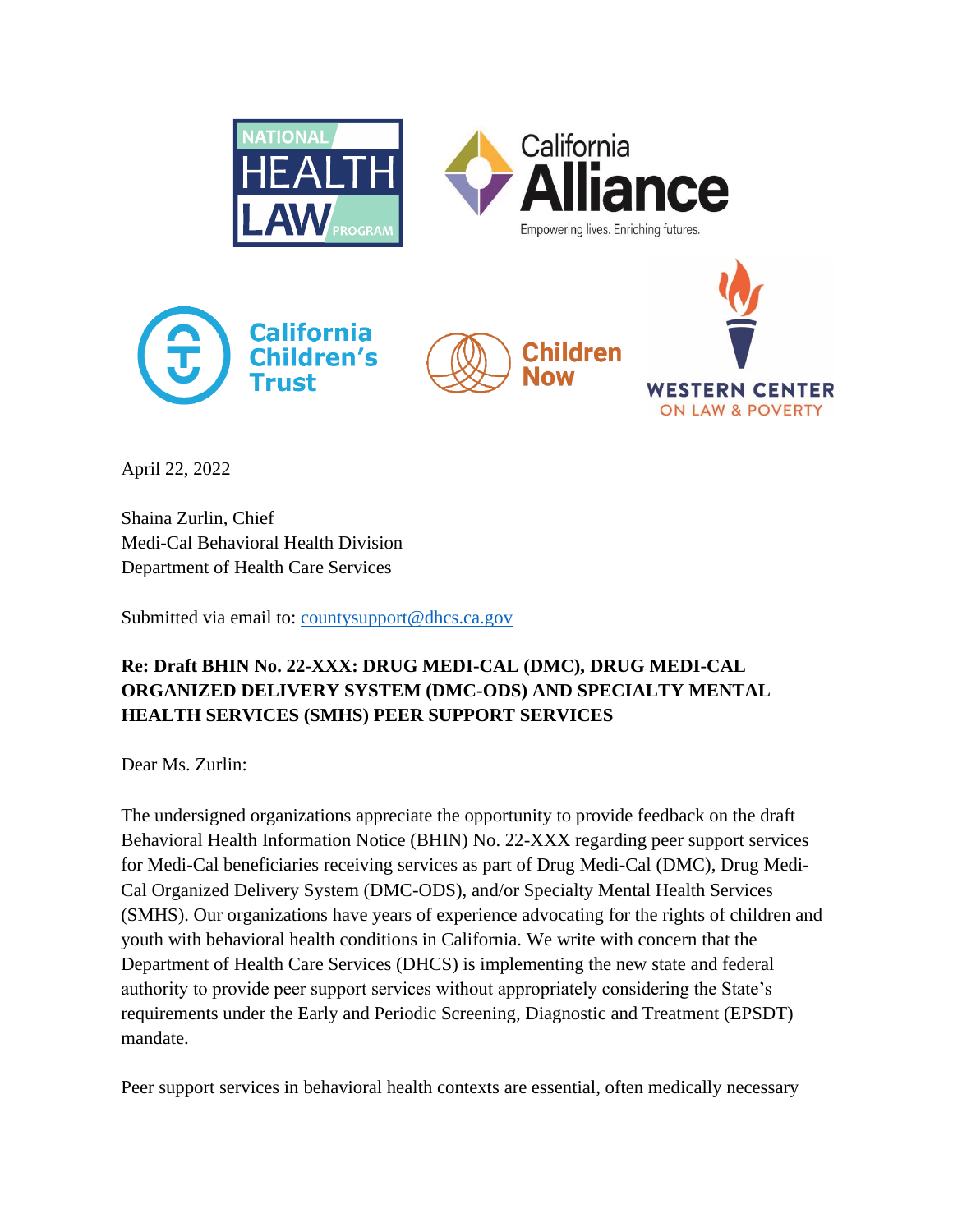April 22, 2022

Shaina Zurlin, Chief
Medi-Cal Behavioral Health Division
Department of Health Care Services

Submitted via email to: countysupport@dhcs.ca.gov

**Re: Draft BHIN No. 22-XXX: DRUG MEDI-CAL (DMC), DRUG MEDI-CAL ORGANIZED DELIVERY SYSTEM (DMC-ODS) AND SPECIALTY MENTAL HEALTH SERVICES (SMHS) PEER SUPPORT SERVICES**

Dear Ms. Zurlin:

The undersigned organizations appreciate the opportunity to provide feedback on the draft Behavioral Health Information Notice (BHIN) No. 22-XXX regarding peer support services for Medi-Cal beneficiaries receiving services as part of Drug Medi-Cal (DMC), Drug Medi-Cal Organized Delivery System (DMC-ODS), and/or Specialty Mental Health Services (SMHS). Our organizations have years of experience advocating for the rights of children and youth with behavioral health conditions in California. We write with concern that the Department of Health Care Services (DHCS) is implementing the new state and federal authority to provide peer support services without appropriately considering the State's requirements under the Early and Periodic Screening, Diagnostic and Treatment (EPSDT) mandate.

Peer support services in behavioral health contexts are essential, often medically necessary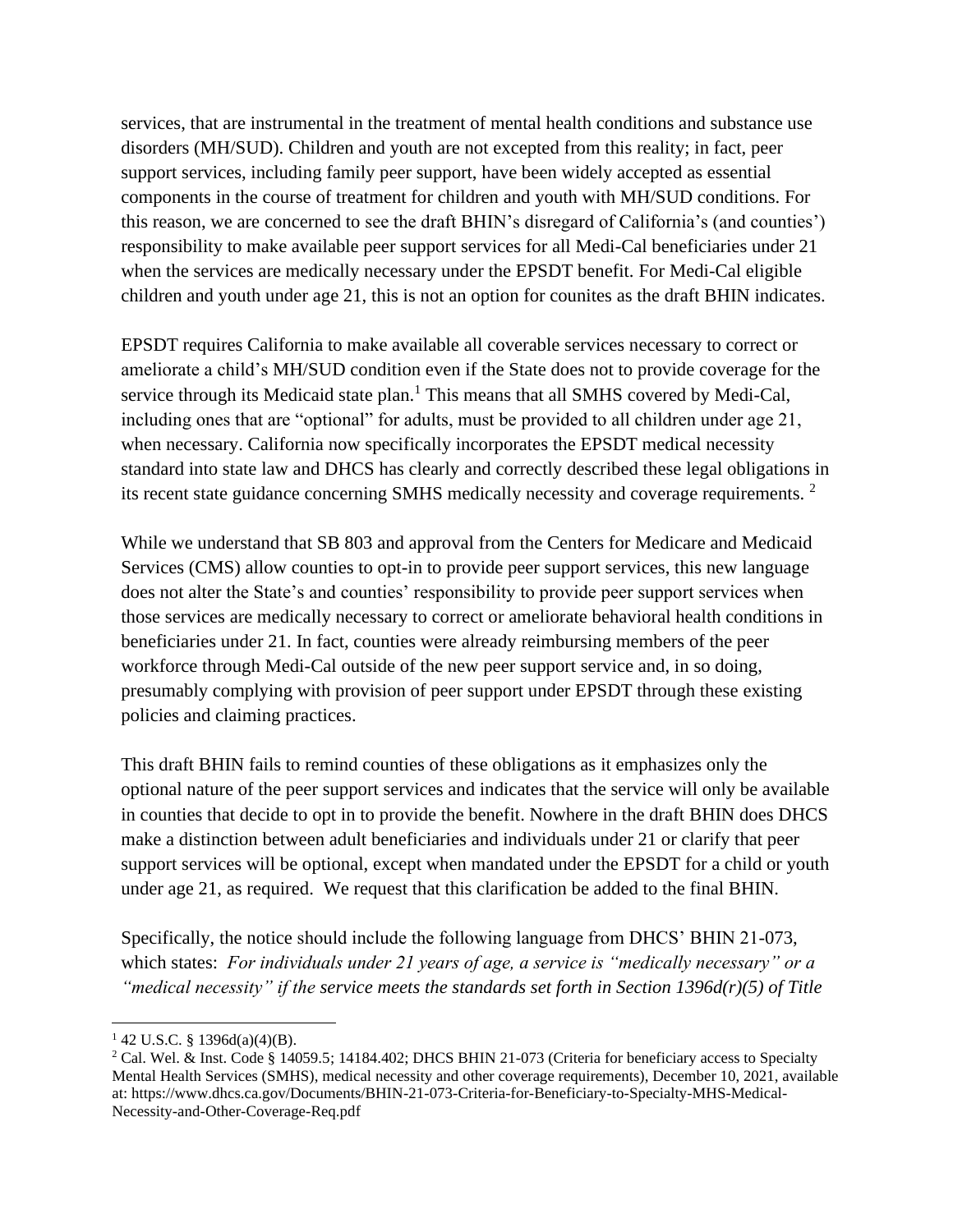services, that are instrumental in the treatment of mental health conditions and substance use disorders (MH/SUD). Children and youth are not excepted from this reality; in fact, peer support services, including family peer support, have been widely accepted as essential components in the course of treatment for children and youth with MH/SUD conditions. For this reason, we are concerned to see the draft BHIN's disregard of California's (and counties') responsibility to make available peer support services for all Medi-Cal beneficiaries under 21 when the services are medically necessary under the EPSDT benefit. For Medi-Cal eligible children and youth under age 21, this is not an option for counites as the draft BHIN indicates.

EPSDT requires California to make available all coverable services necessary to correct or ameliorate a child's MH/SUD condition even if the State does not to provide coverage for the service through its Medicaid state plan.[1] This means that all SMHS covered by Medi-Cal, including ones that are "optional" for adults, must be provided to all children under age 21, when necessary. California now specifically incorporates the EPSDT medical necessity standard into state law and DHCS has clearly and correctly described these legal obligations in its recent state guidance concerning SMHS medically necessity and coverage requirements. [2]

While we understand that SB 803 and approval from the Centers for Medicare and Medicaid Services (CMS) allow counties to opt-in to provide peer support services, this new language does not alter the State's and counties' responsibility to provide peer support services when those services are medically necessary to correct or ameliorate behavioral health conditions in beneficiaries under 21. In fact, counties were already reimbursing members of the peer workforce through Medi-Cal outside of the new peer support service and, in so doing, presumably complying with provision of peer support under EPSDT through these existing policies and claiming practices.

This draft BHIN fails to remind counties of these obligations as it emphasizes only the optional nature of the peer support services and indicates that the service will only be available in counties that decide to opt in to provide the benefit. Nowhere in the draft BHIN does DHCS make a distinction between adult beneficiaries and individuals under 21 or clarify that peer support services will be optional, except when mandated under the EPSDT for a child or youth under age 21, as required. We request that this clarification be added to the final BHIN.

Specifically, the notice should include the following language from DHCS' BHIN 21-073, which states: *For individuals under 21 years of age, a service is "medically necessary" or a "medical necessity" if the service meets the standards set forth in Section 1396d(r)(5) of Title*

---

[1] 42 U.S.C. § 1396d(a)(4)(B).

[2] Cal. Wel. & Inst. Code § 14059.5; 14184.402; DHCS BHIN 21-073 (Criteria for beneficiary access to Specialty Mental Health Services (SMHS), medical necessity and other coverage requirements), December 10, 2021, available at: https://www.dhcs.ca.gov/Documents/BHIN-21-073-Criteria-for-Beneficiary-to-Specialty-MHS-Medical-Necessity-and-Other-Coverage-Req.pdf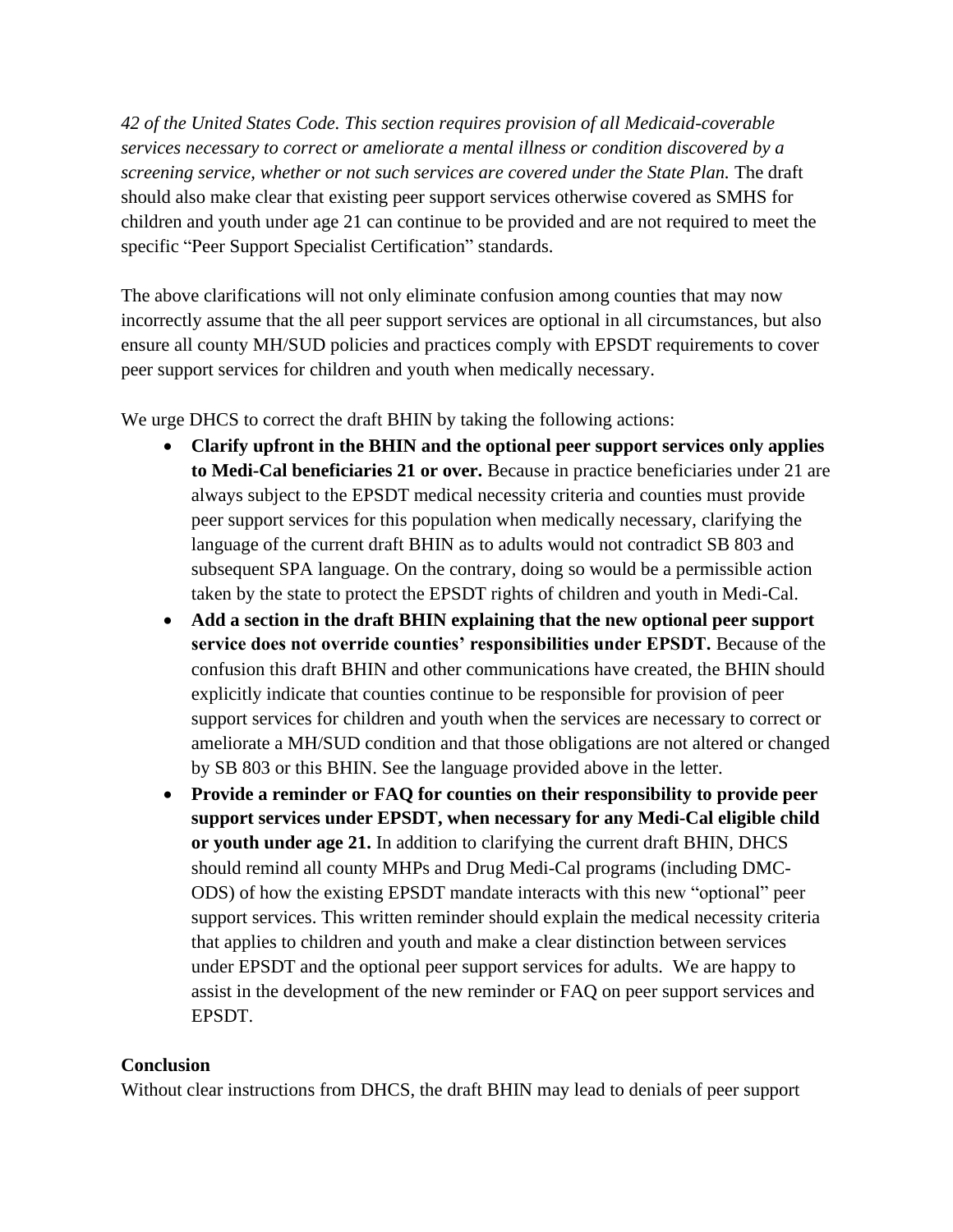*42 of the United States Code. This section requires provision of all Medicaid-coverable services necessary to correct or ameliorate a mental illness or condition discovered by a screening service, whether or not such services are covered under the State Plan.* The draft should also make clear that existing peer support services otherwise covered as SMHS for children and youth under age 21 can continue to be provided and are not required to meet the specific "Peer Support Specialist Certification" standards.

The above clarifications will not only eliminate confusion among counties that may now incorrectly assume that the all peer support services are optional in all circumstances, but also ensure all county MH/SUD policies and practices comply with EPSDT requirements to cover peer support services for children and youth when medically necessary.

We urge DHCS to correct the draft BHIN by taking the following actions:

- **Clarify upfront in the BHIN and the optional peer support services only applies to Medi-Cal beneficiaries 21 or over.** Because in practice beneficiaries under 21 are always subject to the EPSDT medical necessity criteria and counties must provide peer support services for this population when medically necessary, clarifying the language of the current draft BHIN as to adults would not contradict SB 803 and subsequent SPA language. On the contrary, doing so would be a permissible action taken by the state to protect the EPSDT rights of children and youth in Medi-Cal.
- **Add a section in the draft BHIN explaining that the new optional peer support service does not override counties' responsibilities under EPSDT.** Because of the confusion this draft BHIN and other communications have created, the BHIN should explicitly indicate that counties continue to be responsible for provision of peer support services for children and youth when the services are necessary to correct or ameliorate a MH/SUD condition and that those obligations are not altered or changed by SB 803 or this BHIN. See the language provided above in the letter.
- **Provide a reminder or FAQ for counties on their responsibility to provide peer support services under EPSDT, when necessary for any Medi-Cal eligible child or youth under age 21.** In addition to clarifying the current draft BHIN, DHCS should remind all county MHPs and Drug Medi-Cal programs (including DMC-ODS) of how the existing EPSDT mandate interacts with this new "optional" peer support services. This written reminder should explain the medical necessity criteria that applies to children and youth and make a clear distinction between services under EPSDT and the optional peer support services for adults. We are happy to assist in the development of the new reminder or FAQ on peer support services and EPSDT.

**Conclusion**

Without clear instructions from DHCS, the draft BHIN may lead to denials of peer support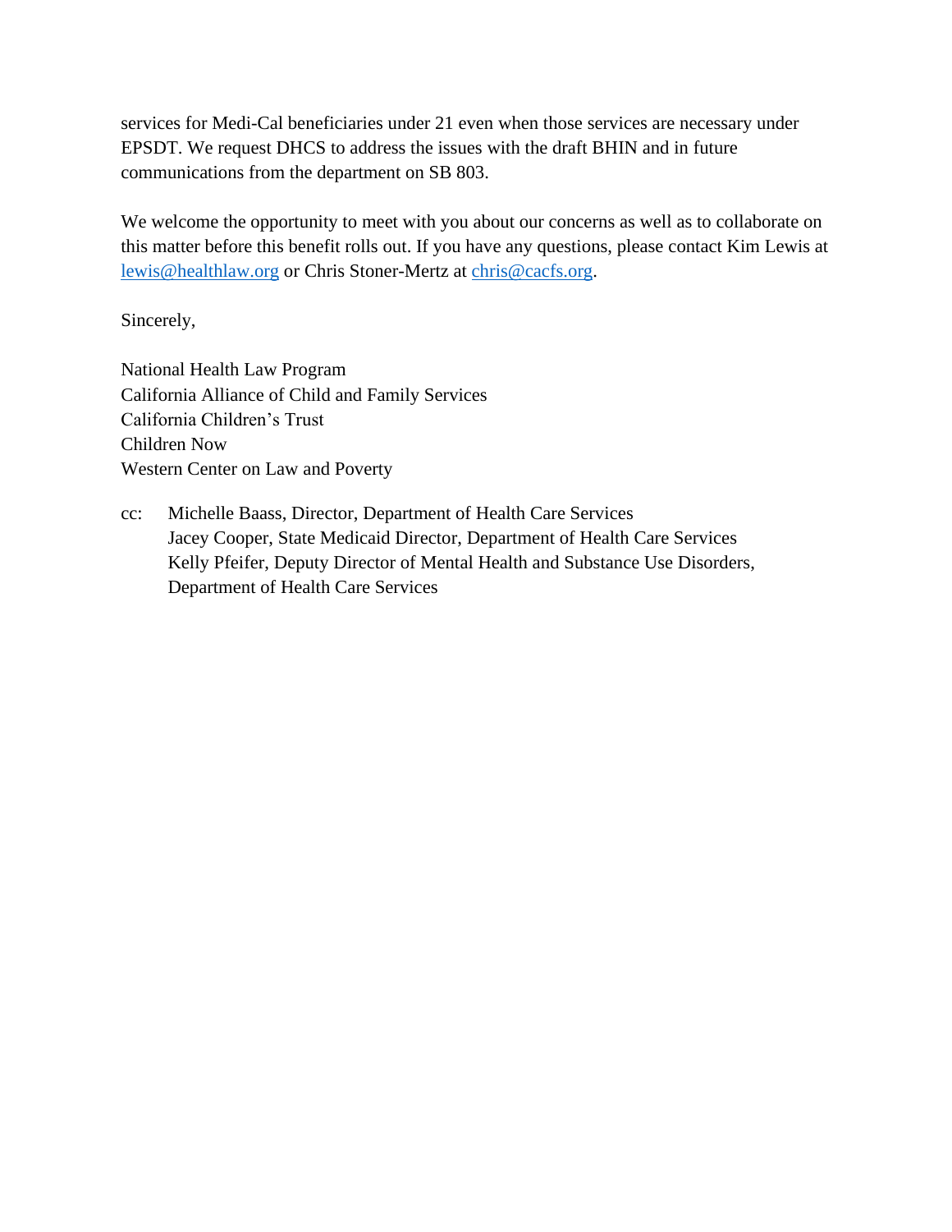services for Medi-Cal beneficiaries under 21 even when those services are necessary under EPSDT. We request DHCS to address the issues with the draft BHIN and in future communications from the department on SB 803.

We welcome the opportunity to meet with you about our concerns as well as to collaborate on this matter before this benefit rolls out. If you have any questions, please contact Kim Lewis at lewis@healthlaw.org or Chris Stoner-Mertz at chris@cacfs.org.

Sincerely,

National Health Law Program
California Alliance of Child and Family Services
California Children's Trust
Children Now
Western Center on Law and Poverty

cc: Michelle Baass, Director, Department of Health Care Services
Jacey Cooper, State Medicaid Director, Department of Health Care Services
Kelly Pfeifer, Deputy Director of Mental Health and Substance Use Disorders, Department of Health Care Services